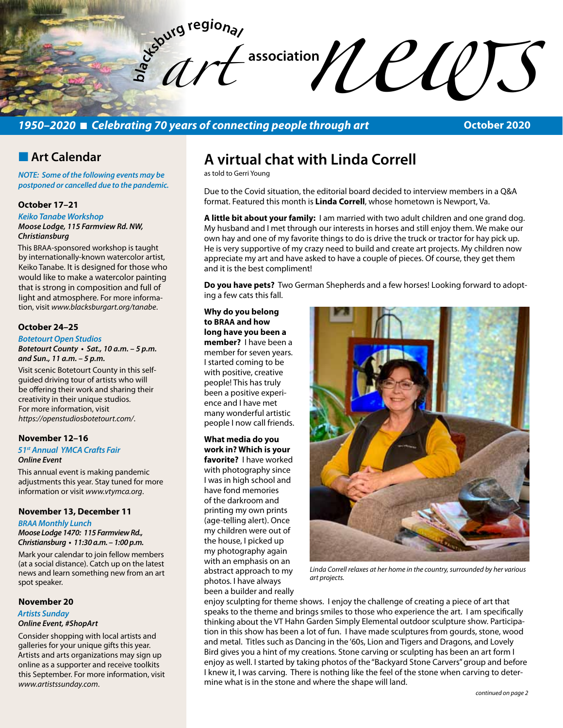# blacksburg regional art association news

**1950–2020 ■ Celebrating 70 years of connecting people through art** — **October 2020**

## Art Calendar

*NOTE: Some of the following events may be postponed or cancelled due to the pandemic.*

### October 17–21

*Keiko Tanabe Workshop*

***Moose Lodge, 115 Farmview Rd. NW, Christiansburg***

This BRAA-sponsored workshop is taught by internationally-known watercolor artist, Keiko Tanabe. It is designed for those who would like to make a watercolor painting that is strong in composition and full of light and atmosphere. For more information, visit *www.blacksburgart.org/tanabe*.

### October 24–25

*Botetourt Open Studios*

***Botetourt County • Sat., 10 a.m. – 5 p.m. and Sun., 11 a.m. – 5 p.m.***

Visit scenic Botetourt County in this self-guided driving tour of artists who will be offering their work and sharing their creativity in their unique studios. For more information, visit *https://openstudiosbotetourt.com/*.

### November 12–16

*51st Annual YMCA Crafts Fair*

***Online Event***

This annual event is making pandemic adjustments this year. Stay tuned for more information or visit *www.vtymca.org*.

### November 13, December 11

*BRAA Monthly Lunch*

***Moose Lodge 1470: 115 Farmview Rd., Christiansburg • 11:30 a.m. – 1:00 p.m.***

Mark your calendar to join fellow members (at a social distance). Catch up on the latest news and learn something new from an art spot speaker.

### November 20

*Artists Sunday*

***Online Event, #ShopArt***

Consider shopping with local artists and galleries for your unique gifts this year. Artists and arts organizations may sign up online as a supporter and receive toolkits this September. For more information, visit *www.artistssunday.com*.

## A virtual chat with Linda Correll

as told to Gerri Young

Due to the Covid situation, the editorial board decided to interview members in a Q&A format. Featured this month is **Linda Correll**, whose hometown is Newport, Va.

**A little bit about your family:** I am married with two adult children and one grand dog. My husband and I met through our interests in horses and still enjoy them. We make our own hay and one of my favorite things to do is drive the truck or tractor for hay pick up. He is very supportive of my crazy need to build and create art projects. My children now appreciate my art and have asked to have a couple of pieces. Of course, they get them and it is the best compliment!

**Do you have pets?** Two German Shepherds and a few horses! Looking forward to adopting a few cats this fall.

**Why do you belong to BRAA and how long have you been a member?** I have been a member for seven years. I started coming to be with positive, creative people! This has truly been a positive experience and I have met many wonderful artistic people I now call friends.

**What media do you work in? Which is your favorite?** I have worked with photography since I was in high school and have fond memories of the darkroom and printing my own prints (age-telling alert). Once my children were out of the house, I picked up my photography again with an emphasis on an abstract approach to my photos. I have always been a builder and really enjoy sculpting for theme shows. I enjoy the challenge of creating a piece of art that speaks to the theme and brings smiles to those who experience the art. I am specifically thinking about the VT Hahn Garden Simply Elemental outdoor sculpture show. Participation in this show has been a lot of fun. I have made sculptures from gourds, stone, wood and metal. Titles such as Dancing in the '60s, Lion and Tigers and Dragons, and Lovely Bird gives you a hint of my creations. Stone carving or sculpting has been an art form I enjoy as well. I started by taking photos of the "Backyard Stone Carvers" group and before I knew it, I was carving. There is nothing like the feel of the stone when carving to determine what is in the stone and where the shape will land.

*Linda Correll relaxes at her home in the country, surrounded by her various art projects.*

*continued on page 2*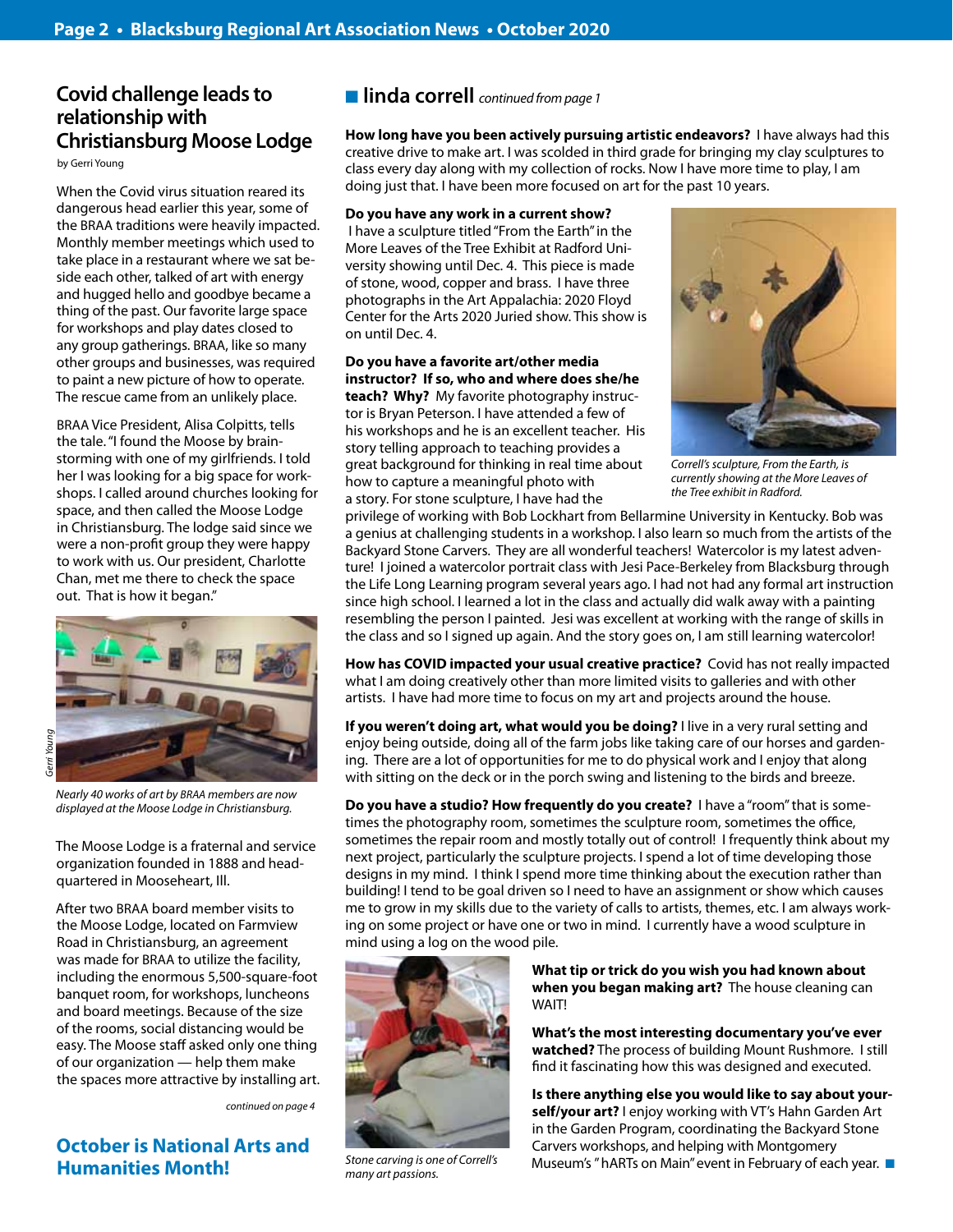## Covid challenge leads to relationship with Christiansburg Moose Lodge

by Gerri Young

When the Covid virus situation reared its dangerous head earlier this year, some of the BRAA traditions were heavily impacted. Monthly member meetings which used to take place in a restaurant where we sat beside each other, talked of art with energy and hugged hello and goodbye became a thing of the past. Our favorite large space for workshops and play dates closed to any group gatherings. BRAA, like so many other groups and businesses, was required to paint a new picture of how to operate. The rescue came from an unlikely place.

BRAA Vice President, Alisa Colpitts, tells the tale. "I found the Moose by brainstorming with one of my girlfriends. I told her I was looking for a big space for workshops. I called around churches looking for space, and then called the Moose Lodge in Christiansburg. The lodge said since we were a non-profit group they were happy to work with us. Our president, Charlotte Chan, met me there to check the space out. That is how it began."

*Nearly 40 works of art by BRAA members are now displayed at the Moose Lodge in Christiansburg.*

The Moose Lodge is a fraternal and service organization founded in 1888 and headquartered in Mooseheart, Ill.

After two BRAA board member visits to the Moose Lodge, located on Farmview Road in Christiansburg, an agreement was made for BRAA to utilize the facility, including the enormous 5,500-square-foot banquet room, for workshops, luncheons and board meetings. Because of the size of the rooms, social distancing would be easy. The Moose staff asked only one thing of our organization — help them make the spaces more attractive by installing art.

*continued on page 4*

## October is National Arts and Humanities Month!

## linda correll *continued from page 1*

**How long have you been actively pursuing artistic endeavors?** I have always had this creative drive to make art. I was scolded in third grade for bringing my clay sculptures to class every day along with my collection of rocks. Now I have more time to play, I am doing just that. I have been more focused on art for the past 10 years.

**Do you have any work in a current show?** I have a sculpture titled "From the Earth" in the More Leaves of the Tree Exhibit at Radford University showing until Dec. 4. This piece is made of stone, wood, copper and brass. I have three photographs in the Art Appalachia: 2020 Floyd Center for the Arts 2020 Juried show. This show is on until Dec. 4.

*Correll's sculpture, From the Earth, is currently showing at the More Leaves of the Tree exhibit in Radford.*

**Do you have a favorite art/other media instructor? If so, who and where does she/he teach? Why?** My favorite photography instructor is Bryan Peterson. I have attended a few of his workshops and he is an excellent teacher. His story telling approach to teaching provides a great background for thinking in real time about how to capture a meaningful photo with a story. For stone sculpture, I have had the privilege of working with Bob Lockhart from Bellarmine University in Kentucky. Bob was a genius at challenging students in a workshop. I also learn so much from the artists of the Backyard Stone Carvers. They are all wonderful teachers! Watercolor is my latest adventure! I joined a watercolor portrait class with Jesi Pace-Berkeley from Blacksburg through the Life Long Learning program several years ago. I had not had any formal art instruction since high school. I learned a lot in the class and actually did walk away with a painting resembling the person I painted. Jesi was excellent at working with the range of skills in the class and so I signed up again. And the story goes on, I am still learning watercolor!

**How has COVID impacted your usual creative practice?** Covid has not really impacted what I am doing creatively other than more limited visits to galleries and with other artists. I have had more time to focus on my art and projects around the house.

**If you weren't doing art, what would you be doing?** I live in a very rural setting and enjoy being outside, doing all of the farm jobs like taking care of our horses and gardening. There are a lot of opportunities for me to do physical work and I enjoy that along with sitting on the deck or in the porch swing and listening to the birds and breeze.

**Do you have a studio? How frequently do you create?** I have a "room" that is sometimes the photography room, sometimes the sculpture room, sometimes the office, sometimes the repair room and mostly totally out of control! I frequently think about my next project, particularly the sculpture projects. I spend a lot of time developing those designs in my mind. I think I spend more time thinking about the execution rather than building! I tend to be goal driven so I need to have an assignment or show which causes me to grow in my skills due to the variety of calls to artists, themes, etc. I am always working on some project or have one or two in mind. I currently have a wood sculpture in mind using a log on the wood pile.

*Stone carving is one of Correll's many art passions.*

**What tip or trick do you wish you had known about when you began making art?** The house cleaning can WAIT!

**What's the most interesting documentary you've ever watched?** The process of building Mount Rushmore. I still find it fascinating how this was designed and executed.

**Is there anything else you would like to say about yourself/your art?** I enjoy working with VT's Hahn Garden Art in the Garden Program, coordinating the Backyard Stone Carvers workshops, and helping with Montgomery Museum's "hARTs on Main" event in February of each year.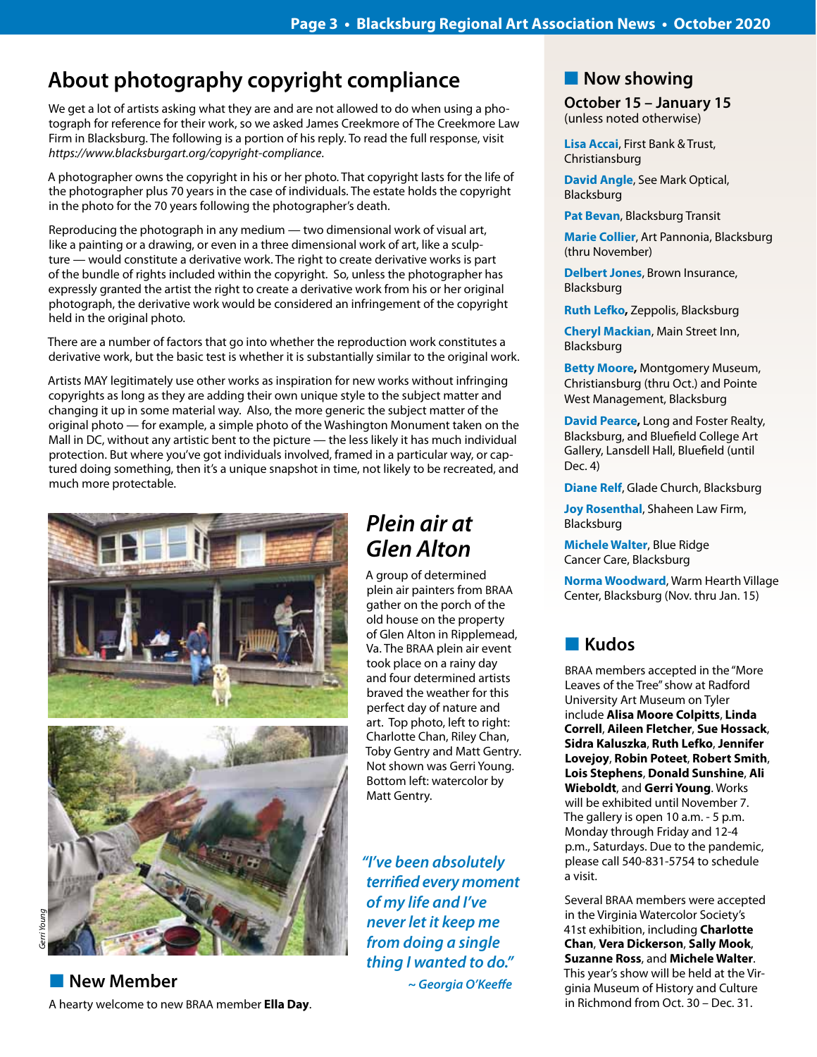## About photography copyright compliance

We get a lot of artists asking what they are and are not allowed to do when using a photograph for reference for their work, so we asked James Creekmore of The Creekmore Law Firm in Blacksburg. The following is a portion of his reply. To read the full response, visit *https://www.blacksburgart.org/copyright-compliance*.

A photographer owns the copyright in his or her photo. That copyright lasts for the life of the photographer plus 70 years in the case of individuals. The estate holds the copyright in the photo for the 70 years following the photographer's death.

Reproducing the photograph in any medium — two dimensional work of visual art, like a painting or a drawing, or even in a three dimensional work of art, like a sculpture — would constitute a derivative work. The right to create derivative works is part of the bundle of rights included within the copyright. So, unless the photographer has expressly granted the artist the right to create a derivative work from his or her original photograph, the derivative work would be considered an infringement of the copyright held in the original photo.

There are a number of factors that go into whether the reproduction work constitutes a derivative work, but the basic test is whether it is substantially similar to the original work.

Artists MAY legitimately use other works as inspiration for new works without infringing copyrights as long as they are adding their own unique style to the subject matter and changing it up in some material way. Also, the more generic the subject matter of the original photo — for example, a simple photo of the Washington Monument taken on the Mall in DC, without any artistic bent to the picture — the less likely it has much individual protection. But where you've got individuals involved, framed in a particular way, or captured doing something, then it's a unique snapshot in time, not likely to be recreated, and much more protectable.

## *Plein air at Glen Alton*

A group of determined plein air painters from BRAA gather on the porch of the old house on the property of Glen Alton in Ripplemead, Va. The BRAA plein air event took place on a rainy day and four determined artists braved the weather for this perfect day of nature and art. Top photo, left to right: Charlotte Chan, Riley Chan, Toby Gentry and Matt Gentry. Not shown was Gerri Young. Bottom left: watercolor by Matt Gentry.

Gerri Young

*"I've been absolutely terrified every moment of my life and I've never let it keep me from doing a single thing I wanted to do."*

*~ Georgia O'Keeffe*

## New Member

A hearty welcome to new BRAA member **Ella Day**.

## Now showing

**October 15 – January 15**
(unless noted otherwise)

**Lisa Accai**, First Bank & Trust, Christiansburg

**David Angle**, See Mark Optical, Blacksburg

**Pat Bevan**, Blacksburg Transit

**Marie Collier**, Art Pannonia, Blacksburg (thru November)

**Delbert Jones**, Brown Insurance, Blacksburg

**Ruth Lefko**, Zeppolis, Blacksburg

**Cheryl Mackian**, Main Street Inn, Blacksburg

**Betty Moore**, Montgomery Museum, Christiansburg (thru Oct.) and Pointe West Management, Blacksburg

**David Pearce**, Long and Foster Realty, Blacksburg, and Bluefield College Art Gallery, Lansdell Hall, Bluefield (until Dec. 4)

**Diane Relf**, Glade Church, Blacksburg

**Joy Rosenthal**, Shaheen Law Firm, Blacksburg

**Michele Walter**, Blue Ridge Cancer Care, Blacksburg

**Norma Woodward**, Warm Hearth Village Center, Blacksburg (Nov. thru Jan. 15)

## Kudos

BRAA members accepted in the "More Leaves of the Tree" show at Radford University Art Museum on Tyler include **Alisa Moore Colpitts**, **Linda Correll**, **Aileen Fletcher**, **Sue Hossack**, **Sidra Kaluszka**, **Ruth Lefko**, **Jennifer Lovejoy**, **Robin Poteet**, **Robert Smith**, **Lois Stephens**, **Donald Sunshine**, **Ali Wieboldt**, and **Gerri Young**. Works will be exhibited until November 7. The gallery is open 10 a.m. - 5 p.m. Monday through Friday and 12-4 p.m., Saturdays. Due to the pandemic, please call 540-831-5754 to schedule a visit.

Several BRAA members were accepted in the Virginia Watercolor Society's 41st exhibition, including **Charlotte Chan**, **Vera Dickerson**, **Sally Mook**, **Suzanne Ross**, and **Michele Walter**. This year's show will be held at the Virginia Museum of History and Culture in Richmond from Oct. 30 – Dec. 31.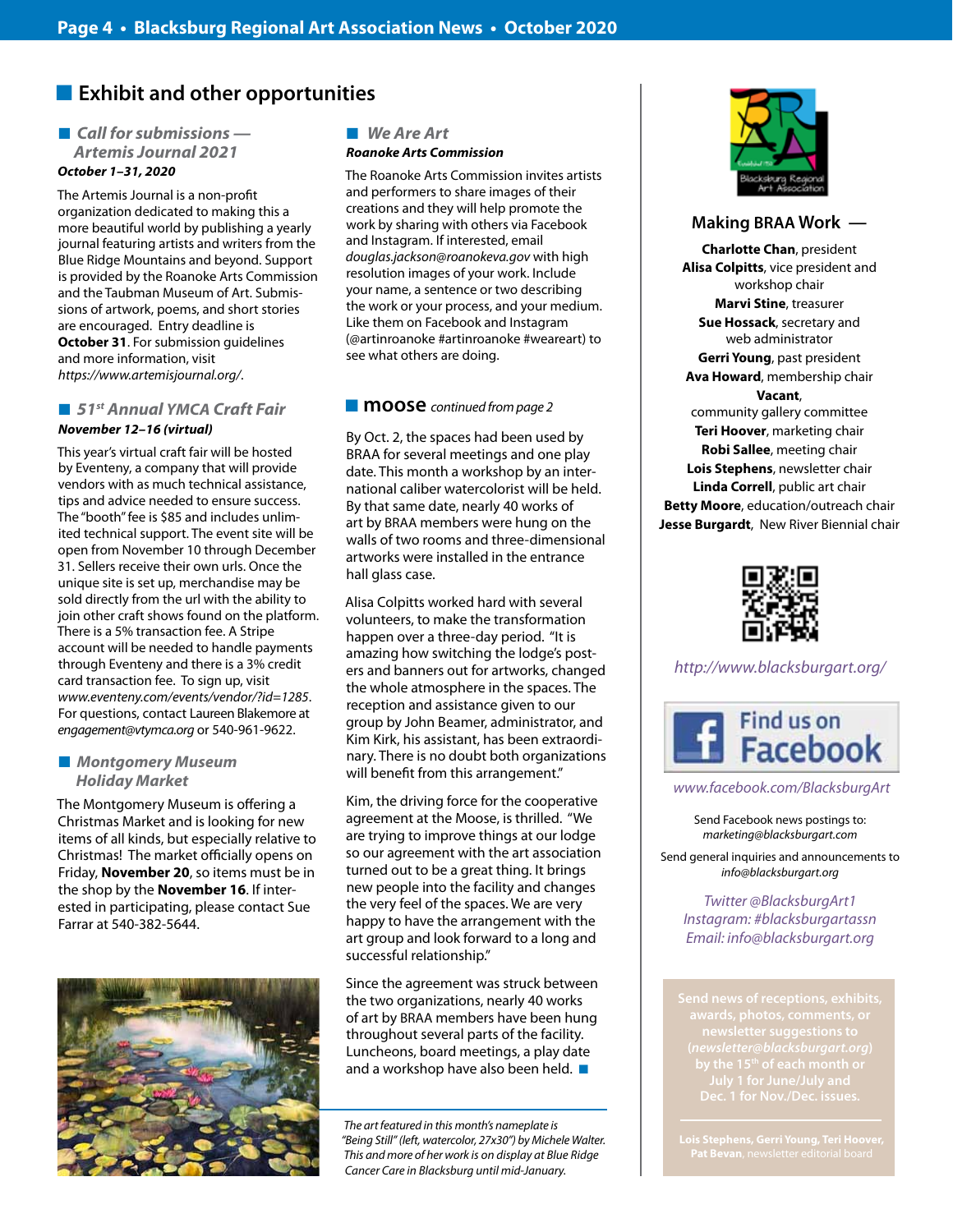## Exhibit and other opportunities

### Call for submissions — Artemis Journal 2021

***October 1–31, 2020***

The Artemis Journal is a non-profit organization dedicated to making this a more beautiful world by publishing a yearly journal featuring artists and writers from the Blue Ridge Mountains and beyond. Support is provided by the Roanoke Arts Commission and the Taubman Museum of Art. Submissions of artwork, poems, and short stories are encouraged. Entry deadline is **October 31**. For submission guidelines and more information, visit *https://www.artemisjournal.org/*.

### 51st Annual YMCA Craft Fair

***November 12–16 (virtual)***

This year's virtual craft fair will be hosted by Eventeny, a company that will provide vendors with as much technical assistance, tips and advice needed to ensure success. The "booth" fee is $85 and includes unlimited technical support. The event site will be open from November 10 through December 31. Sellers receive their own urls. Once the unique site is set up, merchandise may be sold directly from the url with the ability to join other craft shows found on the platform. There is a 5% transaction fee. A Stripe account will be needed to handle payments through Eventeny and there is a 3% credit card transaction fee. To sign up, visit *www.eventeny.com/events/vendor/?id=1285*. For questions, contact Laureen Blakemore at *engagement@vtymca.org* or 540-961-9622.

### Montgomery Museum Holiday Market

The Montgomery Museum is offering a Christmas Market and is looking for new items of all kinds, but especially relative to Christmas! The market officially opens on Friday, **November 20**, so items must be in the shop by the **November 16**. If interested in participating, please contact Sue Farrar at 540-382-5644.

### We Are Art

***Roanoke Arts Commission***

The Roanoke Arts Commission invites artists and performers to share images of their creations and they will help promote the work by sharing with others via Facebook and Instagram. If interested, email *douglas.jackson@roanokeva.gov* with high resolution images of your work. Include your name, a sentence or two describing the work or your process, and your medium. Like them on Facebook and Instagram (@artinroanoke #artinroanoke #weareart) to see what others are doing.

### moose *continued from page 2*

By Oct. 2, the spaces had been used by BRAA for several meetings and one play date. This month a workshop by an international caliber watercolorist will be held. By that same date, nearly 40 works of art by BRAA members were hung on the walls of two rooms and three-dimensional artworks were installed in the entrance hall glass case.

Alisa Colpitts worked hard with several volunteers, to make the transformation happen over a three-day period. "It is amazing how switching the lodge's posters and banners out for artworks, changed the whole atmosphere in the spaces. The reception and assistance given to our group by John Beamer, administrator, and Kim Kirk, his assistant, has been extraordinary. There is no doubt both organizations will benefit from this arrangement."

Kim, the driving force for the cooperative agreement at the Moose, is thrilled. "We are trying to improve things at our lodge so our agreement with the art association turned out to be a great thing. It brings new people into the facility and changes the very feel of the spaces. We are very happy to have the arrangement with the art group and look forward to a long and successful relationship."

Since the agreement was struck between the two organizations, nearly 40 works of art by BRAA members have been hung throughout several parts of the facility. Luncheons, board meetings, a play date and a workshop have also been held.

*The art featured in this month's nameplate is "Being Still" (left, watercolor, 27x30") by Michele Walter. This and more of her work is on display at Blue Ridge Cancer Care in Blacksburg until mid-January.*

## Making BRAA Work —

**Charlotte Chan**, president
**Alisa Colpitts**, vice president and workshop chair
**Marvi Stine**, treasurer
**Sue Hossack**, secretary and web administrator
**Gerri Young**, past president
**Ava Howard**, membership chair
**Vacant**, community gallery committee
**Teri Hoover**, marketing chair
**Robi Sallee**, meeting chair
**Lois Stephens**, newsletter chair
**Linda Correll**, public art chair
**Betty Moore**, education/outreach chair
**Jesse Burgardt**, New River Biennial chair

*http://www.blacksburgart.org/*

Find us on Facebook

*www.facebook.com/BlacksburgArt*

Send Facebook news postings to: *marketing@blacksburgart.com*

Send general inquiries and announcements to *info@blacksburgart.org*

*Twitter @BlacksburgArt1*
*Instagram: #blacksburgartassn*
*Email: info@blacksburgart.org*

**Send news of receptions, exhibits, awards, photos, comments, or newsletter suggestions to (*newsletter@blacksburgart.org*) by the 15th of each month or July 1 for June/July and Dec. 1 for Nov./Dec. issues.**

**Lois Stephens, Gerri Young, Teri Hoover, Pat Bevan**, newsletter editorial board